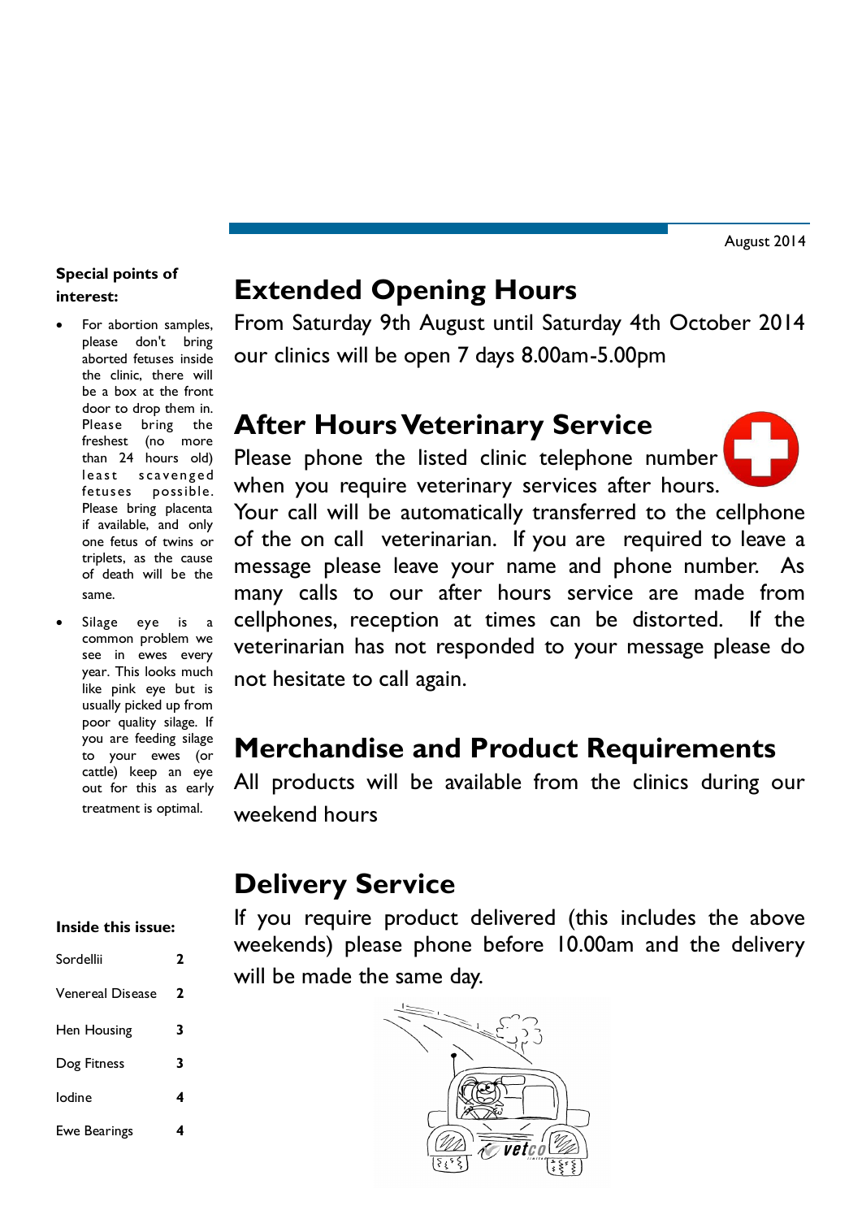August 2014

## Extended Opening Hours

From Saturday 9th August until Saturday 4th October 2014 our clinics will be open 7 days 8.00am-5.00pm

## After Hours Veterinary Service

Please phone the listed clinic telephone number when you require veterinary services after hours. Your call will be automatically transferred to the cellphone of the on call veterinarian. If you are required to leave a message please leave your name and phone number. As many calls to our after hours service are made from cellphones, reception at times can be distorted. If the veterinarian has not responded to your message please do not hesitate to call again.

## Merchandise and Product Requirements

All products will be available from the clinics during our weekend hours

## Delivery Service

If you require product delivered (this includes the above weekends) please phone before 10.00am and the delivery will be made the same day.

**Special points of interest:**

- For abortion samples, please don't bring aborted fetuses inside the clinic, there will be a box at the front door to drop them in. Please bring the freshest (no more than 24 hours old) least scavenged fetuses possible. Please bring placenta if available, and only one fetus of twins or triplets, as the cause of death will be the same.
- Silage eye is a common problem we see in ewes every year. This looks much like pink eye but is usually picked up from poor quality silage. If you are feeding silage to your ewes (or cattle) keep an eye out for this as early treatment is optimal.

**Inside this issue:**

| | |
|---|---|
| Sordellii | 2 |
| Venereal Disease | 2 |
| Hen Housing | 3 |
| Dog Fitness | 3 |
| Iodine | 4 |
| Ewe Bearings | 4 |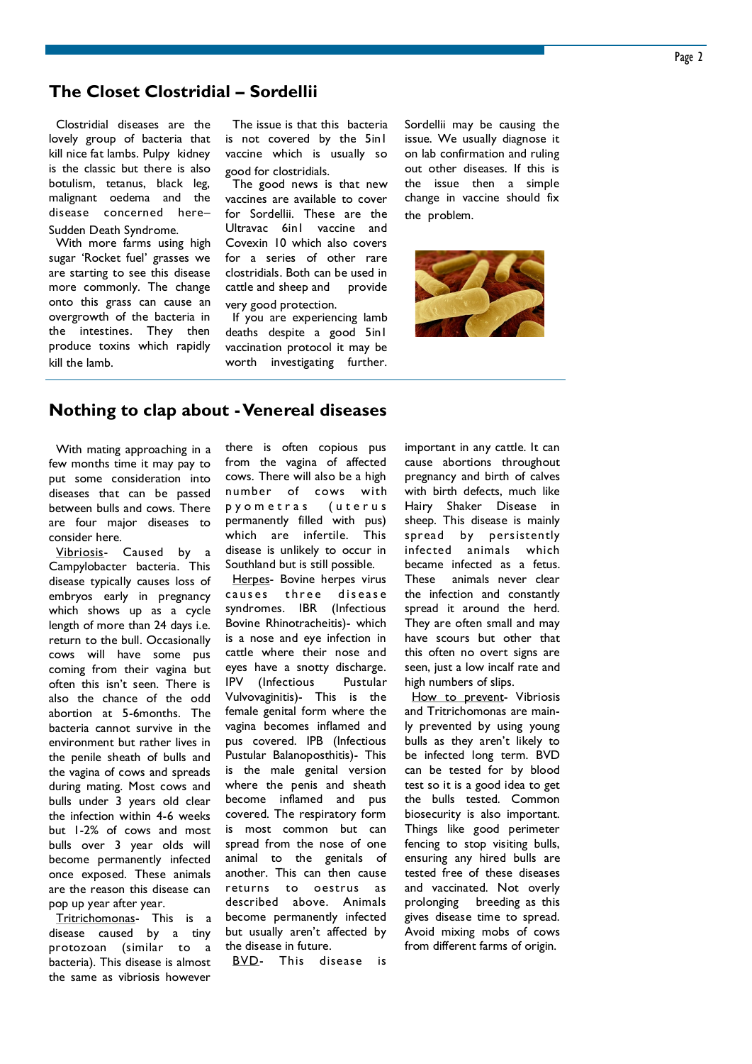## The Closet Clostridial – Sordellii

Clostridial diseases are the lovely group of bacteria that kill nice fat lambs. Pulpy kidney is the classic but there is also botulism, tetanus, black leg, malignant oedema and the disease concerned here– Sudden Death Syndrome.

With more farms using high sugar 'Rocket fuel' grasses we are starting to see this disease more commonly. The change onto this grass can cause an overgrowth of the bacteria in the intestines. They then produce toxins which rapidly kill the lamb.

The issue is that this bacteria is not covered by the 5in1 vaccine which is usually so good for clostridials.

The good news is that new vaccines are available to cover for Sordellii. These are the Ultravac 6in1 vaccine and Covexin 10 which also covers for a series of other rare clostridials. Both can be used in cattle and sheep and provide very good protection.

If you are experiencing lamb deaths despite a good 5in1 vaccination protocol it may be worth investigating further. Sordellii may be causing the issue. We usually diagnose it on lab confirmation and ruling out other diseases. If this is the issue then a simple change in vaccine should fix the problem.

## Nothing to clap about - Venereal diseases

With mating approaching in a few months time it may pay to put some consideration into diseases that can be passed between bulls and cows. There are four major diseases to consider here.

Vibriosis- Caused by a Campylobacter bacteria. This disease typically causes loss of embryos early in pregnancy which shows up as a cycle length of more than 24 days i.e. return to the bull. Occasionally cows will have some pus coming from their vagina but often this isn't seen. There is also the chance of the odd abortion at 5-6months. The bacteria cannot survive in the environment but rather lives in the penile sheath of bulls and the vagina of cows and spreads during mating. Most cows and bulls under 3 years old clear the infection within 4-6 weeks but 1-2% of cows and most bulls over 3 year olds will become permanently infected once exposed. These animals are the reason this disease can pop up year after year.

Tritrichomonas- This is a disease caused by a tiny protozoan (similar to a bacteria). This disease is almost the same as vibriosis however there is often copious pus from the vagina of affected cows. There will also be a high number of cows with pyometras (uterus permanently filled with pus) which are infertile. This disease is unlikely to occur in Southland but is still possible.

Herpes- Bovine herpes virus causes three disease syndromes. IBR (Infectious Bovine Rhinotracheitis)- which is a nose and eye infection in cattle where their nose and eyes have a snotty discharge. IPV (Infectious Pustular Vulvovaginitis)- This is the female genital form where the vagina becomes inflamed and pus covered. IPB (Infectious Pustular Balanoposthitis)- This is the male genital version where the penis and sheath become inflamed and pus covered. The respiratory form is most common but can spread from the nose of one animal to the genitals of another. This can then cause returns to oestrus as described above. Animals become permanently infected but usually aren't affected by the disease in future.

BVD- This disease is important in any cattle. It can cause abortions throughout pregnancy and birth of calves with birth defects, much like Hairy Shaker Disease in sheep. This disease is mainly spread by persistently infected animals which became infected as a fetus. These animals never clear the infection and constantly spread it around the herd. They are often small and may have scours but other that this often no overt signs are seen, just a low incalf rate and high numbers of slips.

How to prevent- Vibriosis and Tritrichomonas are mainly prevented by using young bulls as they aren't likely to be infected long term. BVD can be tested for by blood test so it is a good idea to get the bulls tested. Common biosecurity is also important. Things like good perimeter fencing to stop visiting bulls, ensuring any hired bulls are tested free of these diseases and vaccinated. Not overly prolonging breeding as this gives disease time to spread. Avoid mixing mobs of cows from different farms of origin.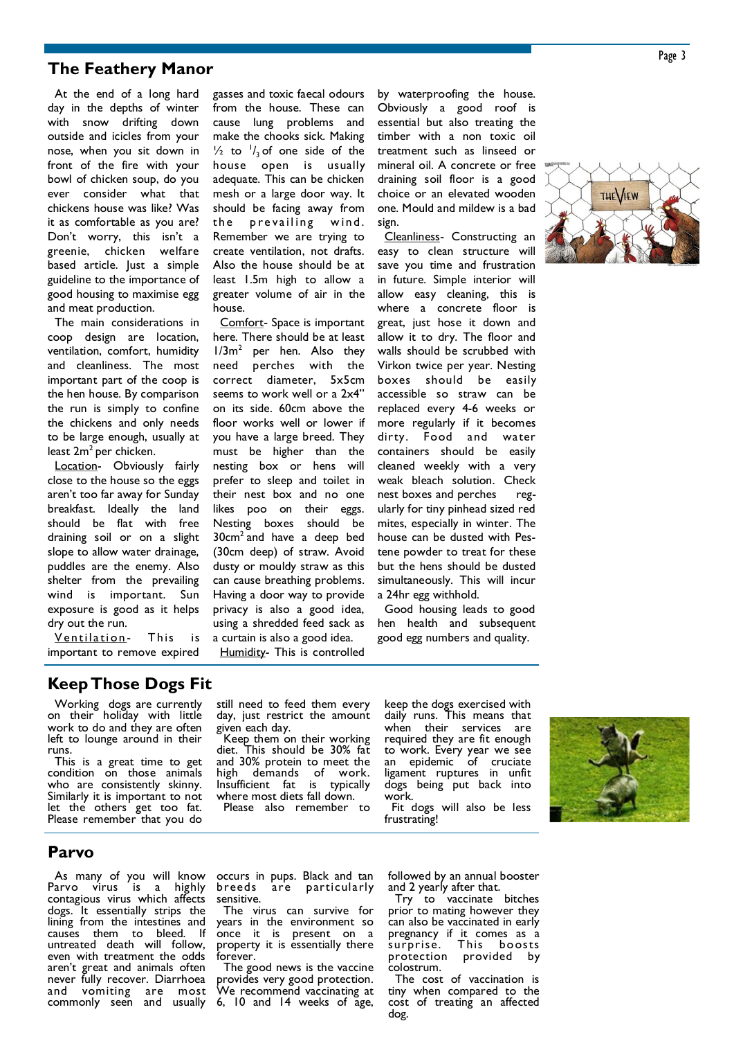## The Feathery Manor

At the end of a long hard day in the depths of winter with snow drifting down outside and icicles from your nose, when you sit down in front of the fire with your bowl of chicken soup, do you ever consider what that chickens house was like? Was it as comfortable as you are? Don't worry, this isn't a greenie, chicken welfare based article. Just a simple guideline to the importance of good housing to maximise egg and meat production.

The main considerations in coop design are location, ventilation, comfort, humidity and cleanliness. The most important part of the coop is the hen house. By comparison the run is simply to confine the chickens and only needs to be large enough, usually at least $2m^2$ per chicken.

Location- Obviously fairly close to the house so the eggs aren't too far away for Sunday breakfast. Ideally the land should be flat with free draining soil or on a slight slope to allow water drainage, puddles are the enemy. Also shelter from the prevailing wind is important. Sun exposure is good as it helps dry out the run.

Ventilation- This is important to remove expired gasses and toxic faecal odours from the house. These can cause lung problems and make the chooks sick. Making ½ to $^1/_3$ of one side of the house open is usually adequate. This can be chicken mesh or a large door way. It should be facing away from the prevailing wind. Remember we are trying to create ventilation, not drafts. Also the house should be at least 1.5m high to allow a greater volume of air in the house.

Comfort- Space is important here. There should be at least $1/3m^2$ per hen. Also they need perches with the correct diameter, 5x5cm seems to work well or a 2x4" on its side. 60cm above the floor works well or lower if you have a large breed. They must be higher than the nesting box or hens will prefer to sleep and toilet in their nest box and no one likes poo on their eggs. Nesting boxes should be $30cm^2$ and have a deep bed (30cm deep) of straw. Avoid dusty or mouldy straw as this can cause breathing problems. Having a door way to provide privacy is also a good idea, using a shredded feed sack as a curtain is also a good idea.

Humidity- This is controlled by waterproofing the house. Obviously a good roof is essential but also treating the timber with a non toxic oil treatment such as linseed or mineral oil. A concrete or free draining soil floor is a good choice or an elevated wooden one. Mould and mildew is a bad sign.

Cleanliness- Constructing an easy to clean structure will save you time and frustration in future. Simple interior will allow easy cleaning, this is where a concrete floor is great, just hose it down and allow it to dry. The floor and walls should be scrubbed with Virkon twice per year. Nesting boxes should be easily accessible so straw can be replaced every 4-6 weeks or more regularly if it becomes dirty. Food and water containers should be easily cleaned weekly with a very weak bleach solution. Check nest boxes and perches regularly for tiny pinhead sized red mites, especially in winter. The house can be dusted with Pestene powder to treat for these but the hens should be dusted simultaneously. This will incur a 24hr egg withhold.

Good housing leads to good hen health and subsequent good egg numbers and quality.

## Keep Those Dogs Fit

Working dogs are currently on their holiday with little work to do and they are often left to lounge around in their runs.

This is a great time to get condition on those animals who are consistently skinny. Similarly it is important to not let the others get too fat. Please remember that you do still need to feed them every day, just restrict the amount given each day.

Keep them on their working diet. This should be 30% fat and 30% protein to meet the high demands of work. Insufficient fat is typically where most diets fall down.

Please also remember to keep the dogs exercised with daily runs. This means that when their services are required they are fit enough to work. Every year we see an epidemic of cruciate ligament ruptures in unfit dogs being put back into work.

Fit dogs will also be less frustrating!

## Parvo

As many of you will know Parvo virus is a highly contagious virus which affects dogs. It essentially strips the lining from the intestines and causes them to bleed. If untreated death will follow, even with treatment the odds aren't great and animals often never fully recover. Diarrhoea and vomiting are most commonly seen and usually occurs in pups. Black and tan breeds are particularly sensitive.

The virus can survive for years in the environment so once it is present on a property it is essentially there forever.

The good news is the vaccine provides very good protection. We recommend vaccinating at 6, 10 and 14 weeks of age, followed by an annual booster and 2 yearly after that.

Try to vaccinate bitches prior to mating however they can also be vaccinated in early pregnancy if it comes as a surprise. This boosts protection provided by colostrum.

The cost of vaccination is tiny when compared to the cost of treating an affected dog.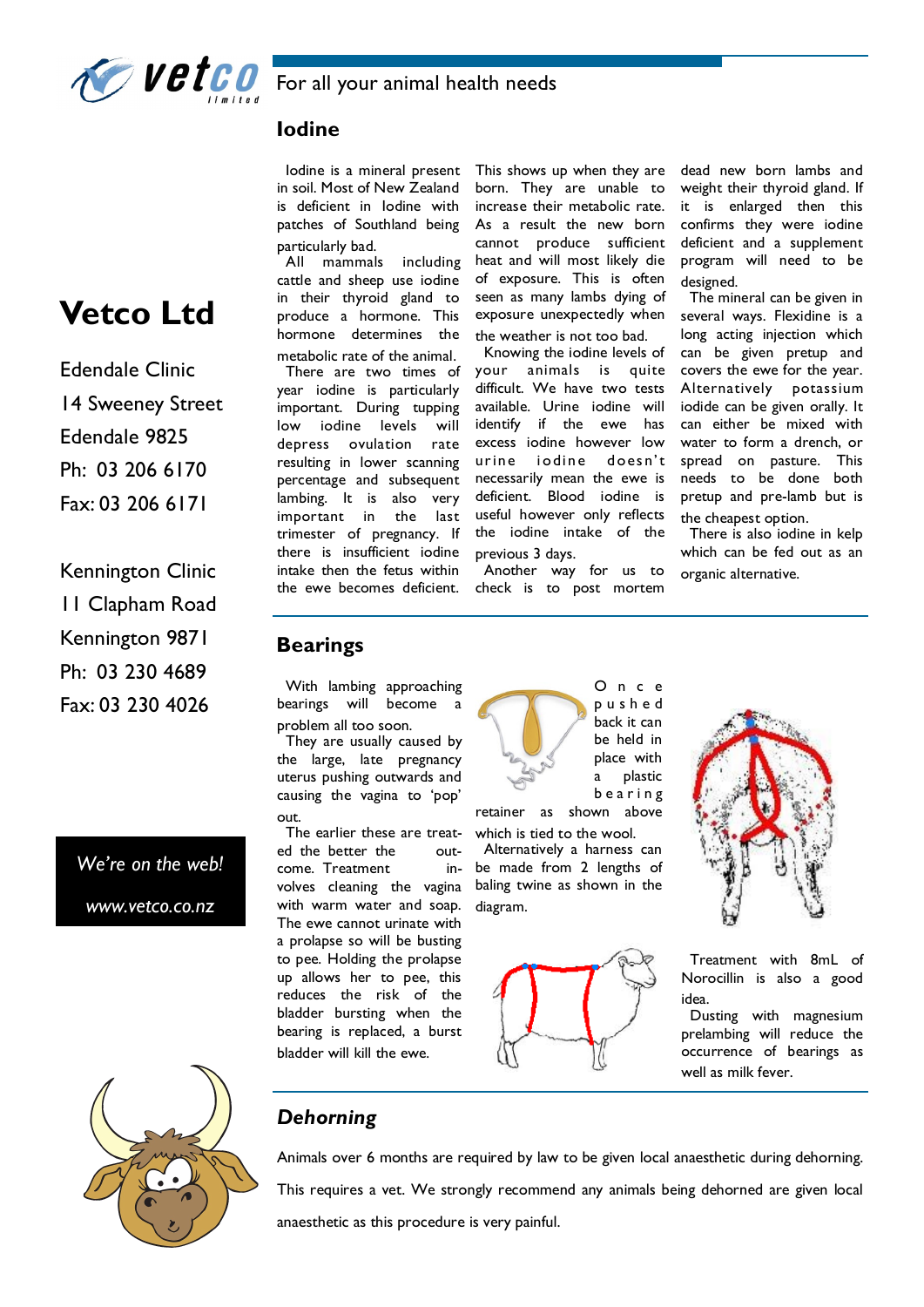For all your animal health needs

# Vetco Ltd

Edendale Clinic
14 Sweeney Street
Edendale 9825
Ph: 03 206 6170
Fax: 03 206 6171

Kennington Clinic
11 Clapham Road
Kennington 9871
Ph: 03 230 4689
Fax: 03 230 4026

*We're on the web!*

*www.vetco.co.nz*

## Iodine

Iodine is a mineral present in soil. Most of New Zealand is deficient in iodine with patches of Southland being particularly bad.

All mammals including cattle and sheep use iodine in their thyroid gland to produce a hormone. This hormone determines the metabolic rate of the animal.

There are two times of year iodine is particularly important. During tupping low iodine levels will depress ovulation rate resulting in lower scanning percentage and subsequent lambing. It is also very important in the last trimester of pregnancy. If there is insufficient iodine intake then the fetus within the ewe becomes deficient. This shows up when they are born. They are unable to increase their metabolic rate. As a result the new born cannot produce sufficient heat and will most likely die of exposure. This is often seen as many lambs dying of exposure unexpectedly when the weather is not too bad.

Knowing the iodine levels of your animals is quite difficult. We have two tests available. Urine iodine will identify if the ewe has excess iodine however low urine iodine doesn't necessarily mean the ewe is deficient. Blood iodine is useful however only reflects the iodine intake of the previous 3 days.

Another way for us to check is to post mortem dead new born lambs and weight their thyroid gland. If it is enlarged then this confirms they were iodine deficient and a supplement program will need to be designed.

The mineral can be given in several ways. Flexidine is a long acting injection which can be given pretup and covers the ewe for the year. Alternatively potassium iodide can be given orally. It can either be mixed with water to form a drench, or spread on pasture. This needs to be done both pretup and pre-lamb but is the cheapest option.

There is also iodine in kelp which can be fed out as an organic alternative.

## Bearings

With lambing approaching bearings will become a problem all too soon.

They are usually caused by the large, late pregnancy uterus pushing outwards and causing the vagina to 'pop' out.

The earlier these are treated the better the outcome. Treatment involves cleaning the vagina with warm water and soap. The ewe cannot urinate with a prolapse so will be busting to pee. Holding the prolapse up allows her to pee, this reduces the risk of the bladder bursting when the bearing is replaced, a burst bladder will kill the ewe.

Once pushed back it can be held in place with a plastic bearing retainer as shown above which is tied to the wool.

Alternatively a harness can be made from 2 lengths of baling twine as shown in the diagram.

Treatment with 8mL of Norocillin is also a good idea.

Dusting with magnesium prelambing will reduce the occurrence of bearings as well as milk fever.

## *Dehorning*

Animals over 6 months are required by law to be given local anaesthetic during dehorning. This requires a vet. We strongly recommend any animals being dehorned are given local anaesthetic as this procedure is very painful.